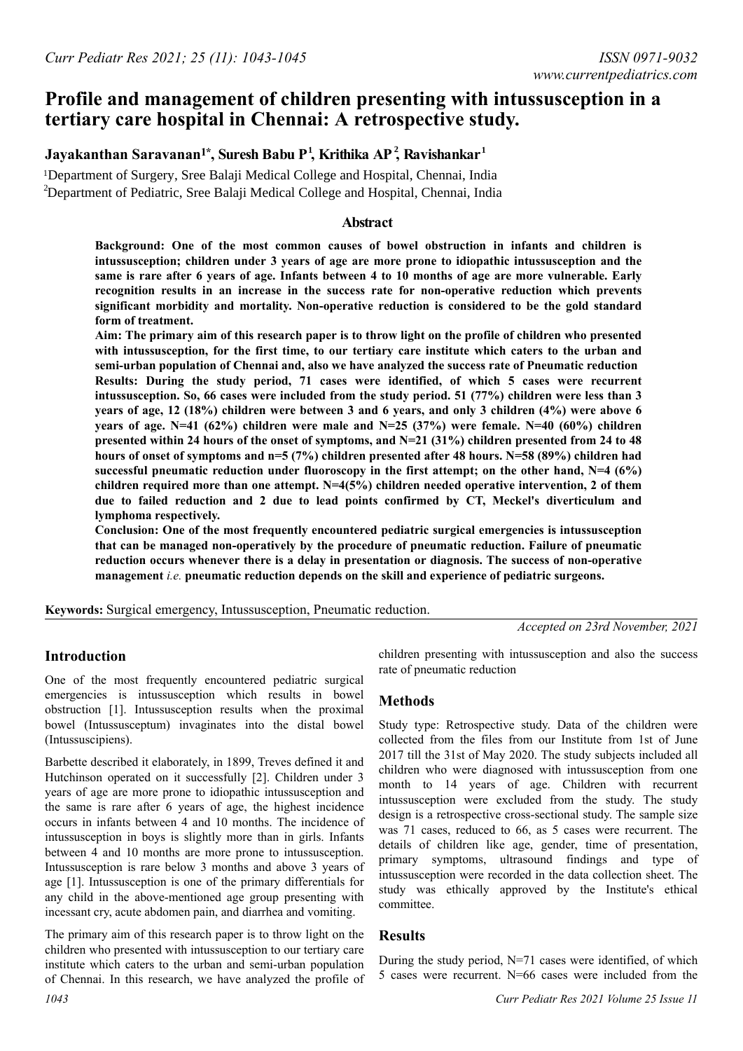# Profile and management of children presenting with intussusception in a tertiary care hospital in Chennai: A retrospective study.

**Jayakanthan Saravanan[1*], Suresh Babu P[1], Krithika AP[2], Ravishankar[1]**

[1]Department of Surgery, Sree Balaji Medical College and Hospital, Chennai, India

[2]Department of Pediatric, Sree Balaji Medical College and Hospital, Chennai, India

## Abstract

**Background: One of the most common causes of bowel obstruction in infants and children is intussusception; children under 3 years of age are more prone to idiopathic intussusception and the same is rare after 6 years of age. Infants between 4 to 10 months of age are more vulnerable. Early recognition results in an increase in the success rate for non-operative reduction which prevents significant morbidity and mortality. Non-operative reduction is considered to be the gold standard form of treatment.**

**Aim: The primary aim of this research paper is to throw light on the profile of children who presented with intussusception, for the first time, to our tertiary care institute which caters to the urban and semi-urban population of Chennai and, also we have analyzed the success rate of Pneumatic reduction**

**Results: During the study period, 71 cases were identified, of which 5 cases were recurrent intussusception. So, 66 cases were included from the study period. 51 (77%) children were less than 3 years of age, 12 (18%) children were between 3 and 6 years, and only 3 children (4%) were above 6 years of age. N=41 (62%) children were male and N=25 (37%) were female. N=40 (60%) children presented within 24 hours of the onset of symptoms, and N=21 (31%) children presented from 24 to 48 hours of onset of symptoms and n=5 (7%) children presented after 48 hours. N=58 (89%) children had successful pneumatic reduction under fluoroscopy in the first attempt; on the other hand, N=4 (6%) children required more than one attempt. N=4(5%) children needed operative intervention, 2 of them due to failed reduction and 2 due to lead points confirmed by CT, Meckel's diverticulum and lymphoma respectively.**

**Conclusion: One of the most frequently encountered pediatric surgical emergencies is intussusception that can be managed non-operatively by the procedure of pneumatic reduction. Failure of pneumatic reduction occurs whenever there is a delay in presentation or diagnosis. The success of non-operative management *i.e.* pneumatic reduction depends on the skill and experience of pediatric surgeons.**

**Keywords:** Surgical emergency, Intussusception, Pneumatic reduction.

*Accepted on 23rd November, 2021*

## Introduction

One of the most frequently encountered pediatric surgical emergencies is intussusception which results in bowel obstruction [1]. Intussusception results when the proximal bowel (Intussusceptum) invaginates into the distal bowel (Intussuscipiens).

Barbette described it elaborately, in 1899, Treves defined it and Hutchinson operated on it successfully [2]. Children under 3 years of age are more prone to idiopathic intussusception and the same is rare after 6 years of age, the highest incidence occurs in infants between 4 and 10 months. The incidence of intussusception in boys is slightly more than in girls. Infants between 4 and 10 months are more prone to intussusception. Intussusception is rare below 3 months and above 3 years of age [1]. Intussusception is one of the primary differentials for any child in the above-mentioned age group presenting with incessant cry, acute abdomen pain, and diarrhea and vomiting.

The primary aim of this research paper is to throw light on the children who presented with intussusception to our tertiary care institute which caters to the urban and semi-urban population of Chennai. In this research, we have analyzed the profile of children presenting with intussusception and also the success rate of pneumatic reduction

## Methods

Study type: Retrospective study. Data of the children were collected from the files from our Institute from 1st of June 2017 till the 31st of May 2020. The study subjects included all children who were diagnosed with intussusception from one month to 14 years of age. Children with recurrent intussusception were excluded from the study. The study design is a retrospective cross-sectional study. The sample size was 71 cases, reduced to 66, as 5 cases were recurrent. The details of children like age, gender, time of presentation, primary symptoms, ultrasound findings and type of intussusception were recorded in the data collection sheet. The study was ethically approved by the Institute's ethical committee.

## Results

During the study period, N=71 cases were identified, of which 5 cases were recurrent. N=66 cases were included from the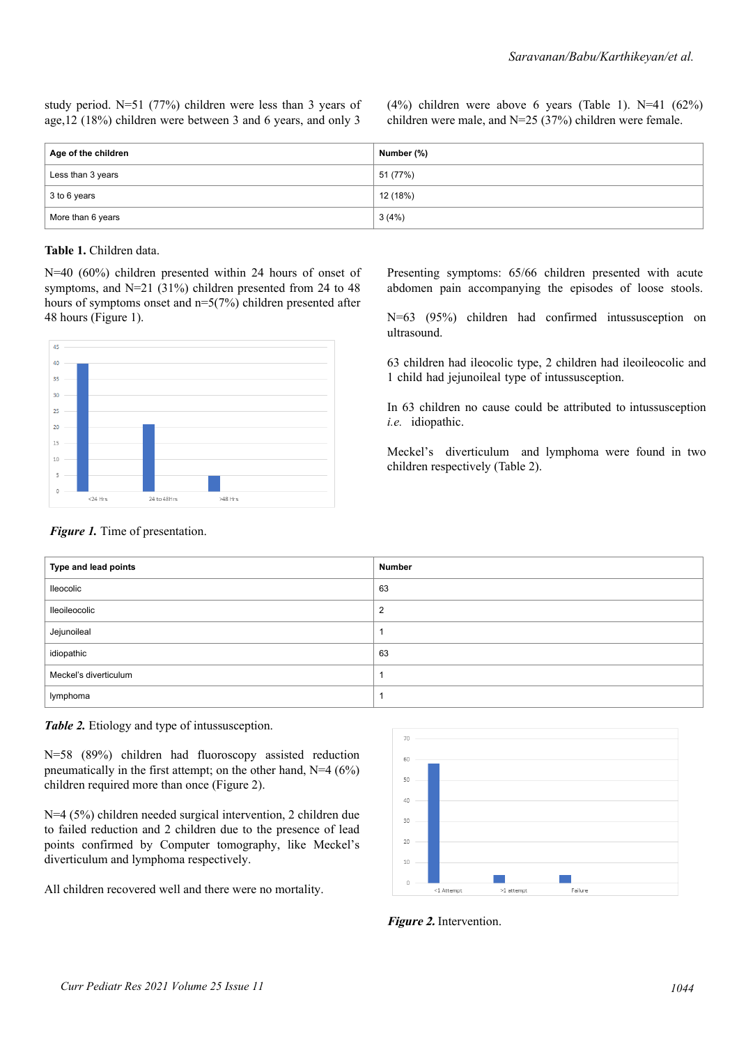study period. N=51 (77%) children were less than 3 years of age,12 (18%) children were between 3 and 6 years, and only 3 (4%) children were above 6 years (Table 1). N=41 (62%) children were male, and N=25 (37%) children were female.

| Age of the children | Number (%) |
| --- | --- |
| Less than 3 years | 51 (77%) |
| 3 to 6 years | 12 (18%) |
| More than 6 years | 3 (4%) |

**Table 1.** Children data.

N=40 (60%) children presented within 24 hours of onset of symptoms, and N=21 (31%) children presented from 24 to 48 hours of symptoms onset and n=5(7%) children presented after 48 hours (Figure 1).

***Figure 1.*** Time of presentation.

Presenting symptoms: 65/66 children presented with acute abdomen pain accompanying the episodes of loose stools.

N=63 (95%) children had confirmed intussusception on ultrasound.

63 children had ileocolic type, 2 children had ileoileocolic and 1 child had jejunoileal type of intussusception.

In 63 children no cause could be attributed to intussusception *i.e.* idiopathic.

Meckel's diverticulum and lymphoma were found in two children respectively (Table 2).

| Type and lead points | Number |
| --- | --- |
| Ileocolic | 63 |
| Ileoileocolic | 2 |
| Jejunoileal | 1 |
| idiopathic | 63 |
| Meckel's diverticulum | 1 |
| lymphoma | 1 |

***Table 2.*** Etiology and type of intussusception.

N=58 (89%) children had fluoroscopy assisted reduction pneumatically in the first attempt; on the other hand, N=4 (6%) children required more than once (Figure 2).

N=4 (5%) children needed surgical intervention, 2 children due to failed reduction and 2 children due to the presence of lead points confirmed by Computer tomography, like Meckel's diverticulum and lymphoma respectively.

All children recovered well and there were no mortality.

***Figure 2.*** Intervention.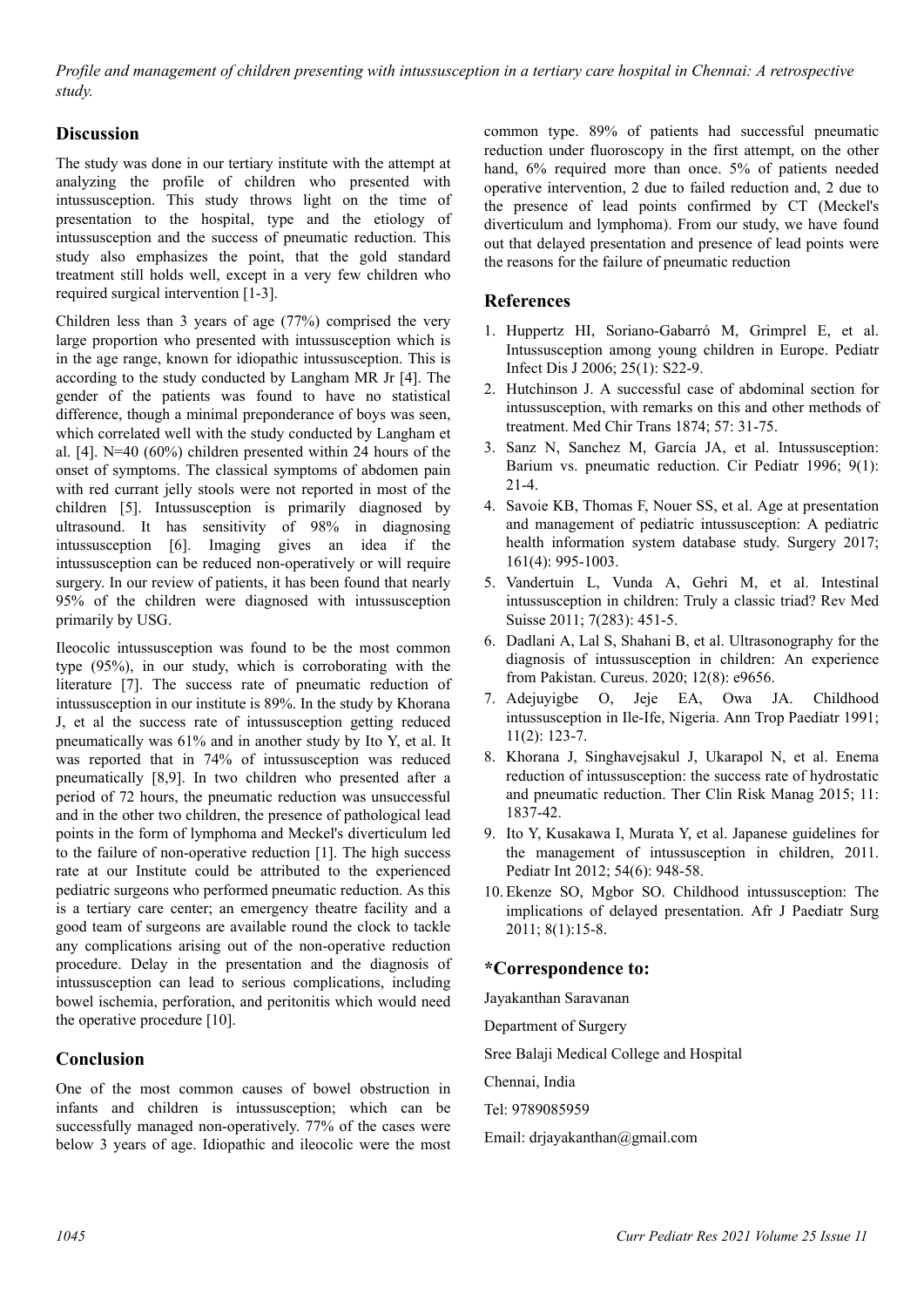## Discussion

The study was done in our tertiary institute with the attempt at analyzing the profile of children who presented with intussusception. This study throws light on the time of presentation to the hospital, type and the etiology of intussusception and the success of pneumatic reduction. This study also emphasizes the point, that the gold standard treatment still holds well, except in a very few children who required surgical intervention [1-3].

Children less than 3 years of age (77%) comprised the very large proportion who presented with intussusception which is in the age range, known for idiopathic intussusception. This is according to the study conducted by Langham MR Jr [4]. The gender of the patients was found to have no statistical difference, though a minimal preponderance of boys was seen, which correlated well with the study conducted by Langham et al. [4]. N=40 (60%) children presented within 24 hours of the onset of symptoms. The classical symptoms of abdomen pain with red currant jelly stools were not reported in most of the children [5]. Intussusception is primarily diagnosed by ultrasound. It has sensitivity of 98% in diagnosing intussusception [6]. Imaging gives an idea if the intussusception can be reduced non-operatively or will require surgery. In our review of patients, it has been found that nearly 95% of the children were diagnosed with intussusception primarily by USG.

Ileocolic intussusception was found to be the most common type (95%), in our study, which is corroborating with the literature [7]. The success rate of pneumatic reduction of intussusception in our institute is 89%. In the study by Khorana J, et al the success rate of intussusception getting reduced pneumatically was 61% and in another study by Ito Y, et al. It was reported that in 74% of intussusception was reduced pneumatically [8,9]. In two children who presented after a period of 72 hours, the pneumatic reduction was unsuccessful and in the other two children, the presence of pathological lead points in the form of lymphoma and Meckel's diverticulum led to the failure of non-operative reduction [1]. The high success rate at our Institute could be attributed to the experienced pediatric surgeons who performed pneumatic reduction. As this is a tertiary care center; an emergency theatre facility and a good team of surgeons are available round the clock to tackle any complications arising out of the non-operative reduction procedure. Delay in the presentation and the diagnosis of intussusception can lead to serious complications, including bowel ischemia, perforation, and peritonitis which would need the operative procedure [10].

## Conclusion

One of the most common causes of bowel obstruction in infants and children is intussusception; which can be successfully managed non-operatively. 77% of the cases were below 3 years of age. Idiopathic and ileocolic were the most common type. 89% of patients had successful pneumatic reduction under fluoroscopy in the first attempt, on the other hand, 6% required more than once. 5% of patients needed operative intervention, 2 due to failed reduction and, 2 due to the presence of lead points confirmed by CT (Meckel's diverticulum and lymphoma). From our study, we have found out that delayed presentation and presence of lead points were the reasons for the failure of pneumatic reduction

## References

1. Huppertz HI, Soriano-Gabarró M, Grimprel E, et al. Intussusception among young children in Europe. Pediatr Infect Dis J 2006; 25(1): S22-9.
2. Hutchinson J. A successful case of abdominal section for intussusception, with remarks on this and other methods of treatment. Med Chir Trans 1874; 57: 31-75.
3. Sanz N, Sanchez M, García JA, et al. Intussusception: Barium vs. pneumatic reduction. Cir Pediatr 1996; 9(1): 21-4.
4. Savoie KB, Thomas F, Nouer SS, et al. Age at presentation and management of pediatric intussusception: A pediatric health information system database study. Surgery 2017; 161(4): 995-1003.
5. Vandertuin L, Vunda A, Gehri M, et al. Intestinal intussusception in children: Truly a classic triad? Rev Med Suisse 2011; 7(283): 451-5.
6. Dadlani A, Lal S, Shahani B, et al. Ultrasonography for the diagnosis of intussusception in children: An experience from Pakistan. Cureus. 2020; 12(8): e9656.
7. Adejuyigbe O, Jeje EA, Owa JA. Childhood intussusception in Ile-Ife, Nigeria. Ann Trop Paediatr 1991; 11(2): 123-7.
8. Khorana J, Singhavejsakul J, Ukarapol N, et al. Enema reduction of intussusception: the success rate of hydrostatic and pneumatic reduction. Ther Clin Risk Manag 2015; 11: 1837-42.
9. Ito Y, Kusakawa I, Murata Y, et al. Japanese guidelines for the management of intussusception in children, 2011. Pediatr Int 2012; 54(6): 948-58.
10. Ekenze SO, Mgbor SO. Childhood intussusception: The implications of delayed presentation. Afr J Paediatr Surg 2011; 8(1):15-8.

## *Correspondence to:

Jayakanthan Saravanan

Department of Surgery

Sree Balaji Medical College and Hospital

Chennai, India

Tel: 9789085959

Email: drjayakanthan@gmail.com